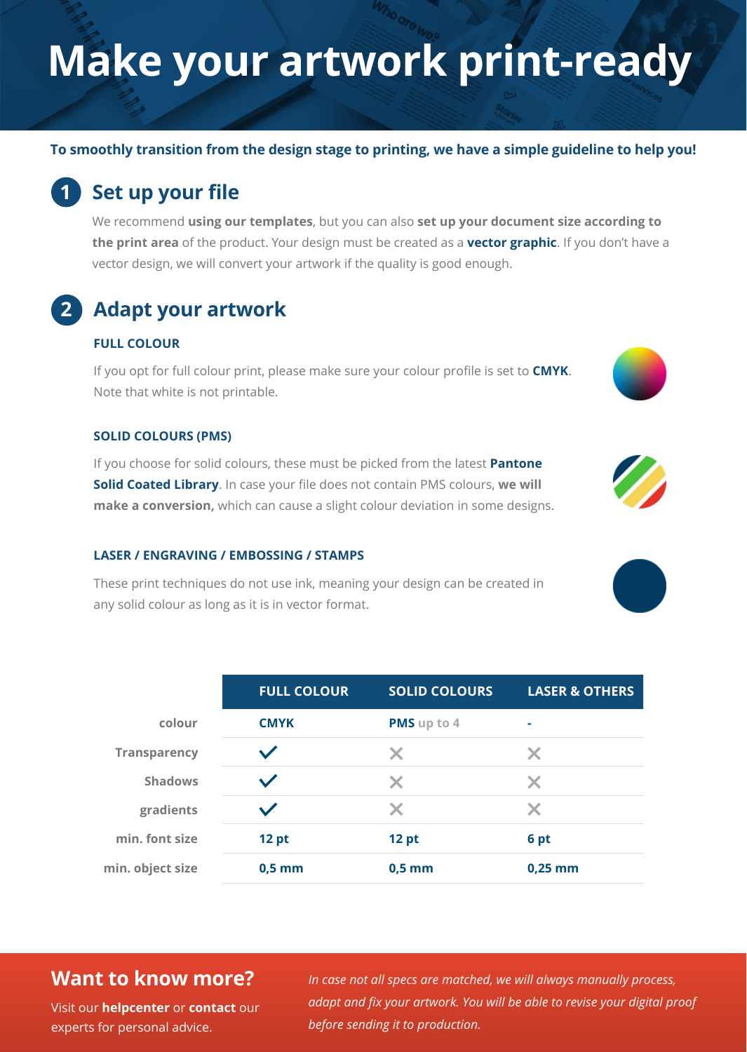# Make your artwork print-ready

**To smoothly transition from the design stage to printing, we have a simple guideline to help you!**

## 1 Set up your file

We recommend **using our templates**, but you can also **set up your document size according to the print area** of the product. Your design must be created as a **vector graphic**. If you don't have a vector design, we will convert your artwork if the quality is good enough.

## 2 Adapt your artwork

### FULL COLOUR

If you opt for full colour print, please make sure your colour profile is set to **CMYK**. Note that white is not printable.

### SOLID COLOURS (PMS)

If you choose for solid colours, these must be picked from the latest **Pantone Solid Coated Library**. In case your file does not contain PMS colours, **we will make a conversion,** which can cause a slight colour deviation in some designs.

### LASER / ENGRAVING / EMBOSSING / STAMPS

These print techniques do not use ink, meaning your design can be created in any solid colour as long as it is in vector format.

| | FULL COLOUR | SOLID COLOURS | LASER & OTHERS |
|---|---|---|---|
| colour | CMYK | PMS up to 4 | - |
| Transparency | ✓ | ✗ | ✗ |
| Shadows | ✓ | ✗ | ✗ |
| gradients | ✓ | ✗ | ✗ |
| min. font size | 12 pt | 12 pt | 6 pt |
| min. object size | 0,5 mm | 0,5 mm | 0,25 mm |

## Want to know more?

Visit our **helpcenter** or **contact** our experts for personal advice.

*In case not all specs are matched, we will always manually process, adapt and fix your artwork. You will be able to revise your digital proof before sending it to production.*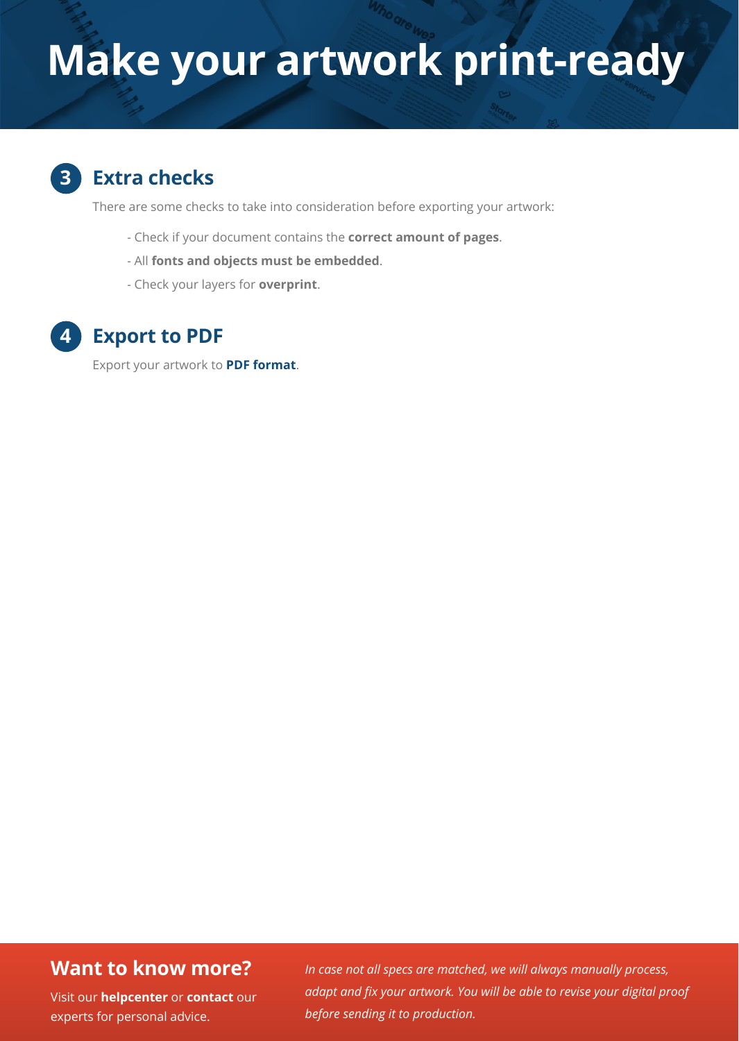# Make your artwork print-ready

## 3 Extra checks

There are some checks to take into consideration before exporting your artwork:

- Check if your document contains the **correct amount of pages**.
- All **fonts and objects must be embedded**.
- Check your layers for **overprint**.

## 4 Export to PDF

Export your artwork to **PDF format**.

## Want to know more?

Visit our **helpcenter** or **contact** our experts for personal advice.

*In case not all specs are matched, we will always manually process, adapt and fix your artwork. You will be able to revise your digital proof before sending it to production.*